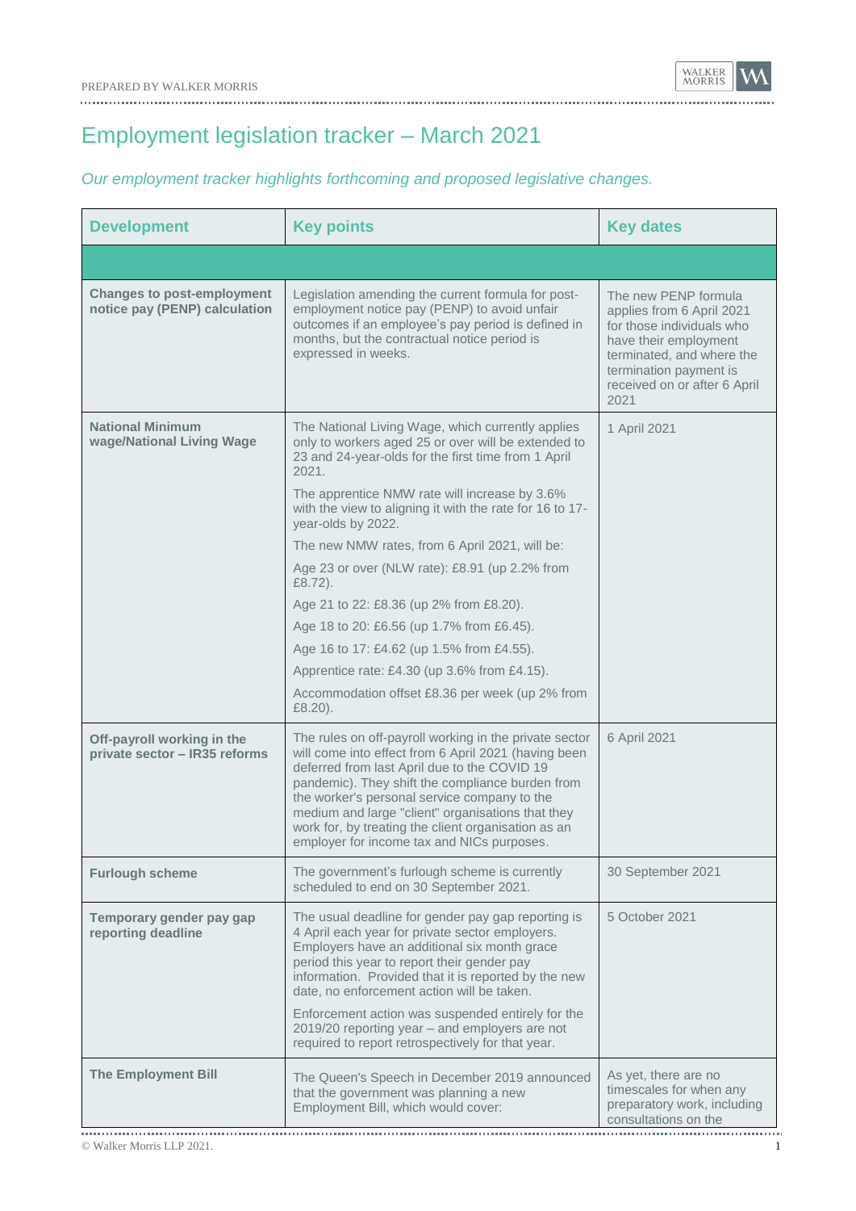# Employment legislation tracker – March 2021

*Our employment tracker highlights forthcoming and proposed legislative changes.*

| Development | Key points | Key dates |
|---|---|---|
| | | |
| **Changes to post-employment notice pay (PENP) calculation** | Legislation amending the current formula for post-employment notice pay (PENP) to avoid unfair outcomes if an employee's pay period is defined in months, but the contractual notice period is expressed in weeks. | The new PENP formula applies from 6 April 2021 for those individuals who have their employment terminated, and where the termination payment is received on or after 6 April 2021 |
| **National Minimum wage/National Living Wage** | The National Living Wage, which currently applies only to workers aged 25 or over will be extended to 23 and 24-year-olds for the first time from 1 April 2021.<br><br>The apprentice NMW rate will increase by 3.6% with the view to aligning it with the rate for 16 to 17-year-olds by 2022.<br><br>The new NMW rates, from 6 April 2021, will be:<br><br>Age 23 or over (NLW rate): £8.91 (up 2.2% from £8.72).<br><br>Age 21 to 22: £8.36 (up 2% from £8.20).<br><br>Age 18 to 20: £6.56 (up 1.7% from £6.45).<br><br>Age 16 to 17: £4.62 (up 1.5% from £4.55).<br><br>Apprentice rate: £4.30 (up 3.6% from £4.15).<br><br>Accommodation offset £8.36 per week (up 2% from £8.20). | 1 April 2021 |
| **Off-payroll working in the private sector – IR35 reforms** | The rules on off-payroll working in the private sector will come into effect from 6 April 2021 (having been deferred from last April due to the COVID 19 pandemic). They shift the compliance burden from the worker's personal service company to the medium and large "client" organisations that they work for, by treating the client organisation as an employer for income tax and NICs purposes. | 6 April 2021 |
| **Furlough scheme** | The government's furlough scheme is currently scheduled to end on 30 September 2021. | 30 September 2021 |
| **Temporary gender pay gap reporting deadline** | The usual deadline for gender pay gap reporting is 4 April each year for private sector employers. Employers have an additional six month grace period this year to report their gender pay information. Provided that it is reported by the new date, no enforcement action will be taken.<br><br>Enforcement action was suspended entirely for the 2019/20 reporting year – and employers are not required to report retrospectively for that year. | 5 October 2021 |
| **The Employment Bill** | The Queen's Speech in December 2019 announced that the government was planning a new Employment Bill, which would cover: | As yet, there are no timescales for when any preparatory work, including consultations on the |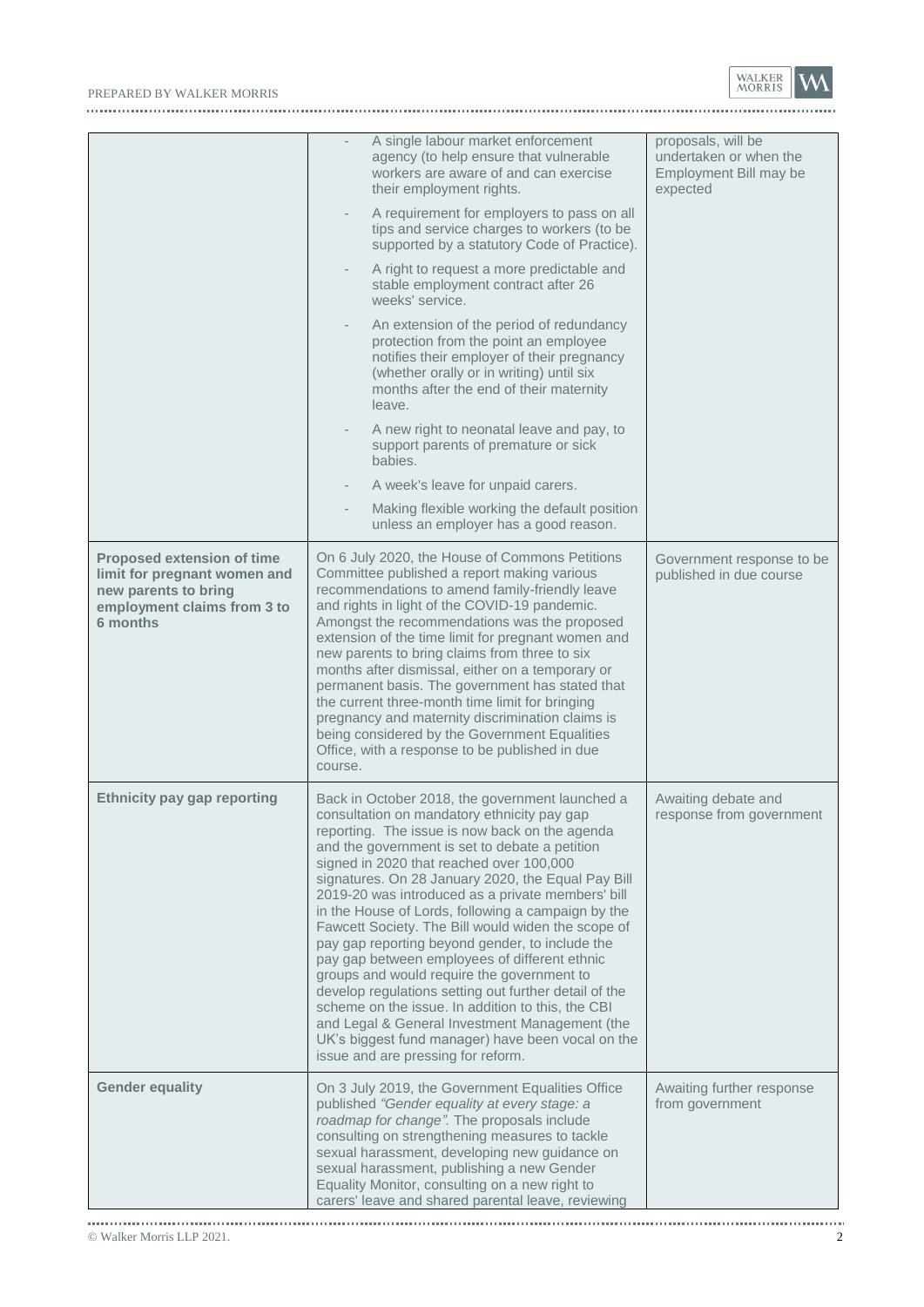| | | |
|---|---|---|
| | - A single labour market enforcement agency (to help ensure that vulnerable workers are aware of and can exercise their employment rights.<br>- A requirement for employers to pass on all tips and service charges to workers (to be supported by a statutory Code of Practice).<br>- A right to request a more predictable and stable employment contract after 26 weeks' service.<br>- An extension of the period of redundancy protection from the point an employee notifies their employer of their pregnancy (whether orally or in writing) until six months after the end of their maternity leave.<br>- A new right to neonatal leave and pay, to support parents of premature or sick babies.<br>- A week's leave for unpaid carers.<br>- Making flexible working the default position unless an employer has a good reason. | proposals, will be undertaken or when the Employment Bill may be expected |
| **Proposed extension of time limit for pregnant women and new parents to bring employment claims from 3 to 6 months** | On 6 July 2020, the House of Commons Petitions Committee published a report making various recommendations to amend family-friendly leave and rights in light of the COVID-19 pandemic. Amongst the recommendations was the proposed extension of the time limit for pregnant women and new parents to bring claims from three to six months after dismissal, either on a temporary or permanent basis. The government has stated that the current three-month time limit for bringing pregnancy and maternity discrimination claims is being considered by the Government Equalities Office, with a response to be published in due course. | Government response to be published in due course |
| **Ethnicity pay gap reporting** | Back in October 2018, the government launched a consultation on mandatory ethnicity pay gap reporting. The issue is now back on the agenda and the government is set to debate a petition signed in 2020 that reached over 100,000 signatures. On 28 January 2020, the Equal Pay Bill 2019-20 was introduced as a private members' bill in the House of Lords, following a campaign by the Fawcett Society. The Bill would widen the scope of pay gap reporting beyond gender, to include the pay gap between employees of different ethnic groups and would require the government to develop regulations setting out further detail of the scheme on the issue. In addition to this, the CBI and Legal & General Investment Management (the UK's biggest fund manager) have been vocal on the issue and are pressing for reform. | Awaiting debate and response from government |
| **Gender equality** | On 3 July 2019, the Government Equalities Office published *"Gender equality at every stage: a roadmap for change"*. The proposals include consulting on strengthening measures to tackle sexual harassment, developing new guidance on sexual harassment, publishing a new Gender Equality Monitor, consulting on a new right to carers' leave and shared parental leave, reviewing | Awaiting further response from government |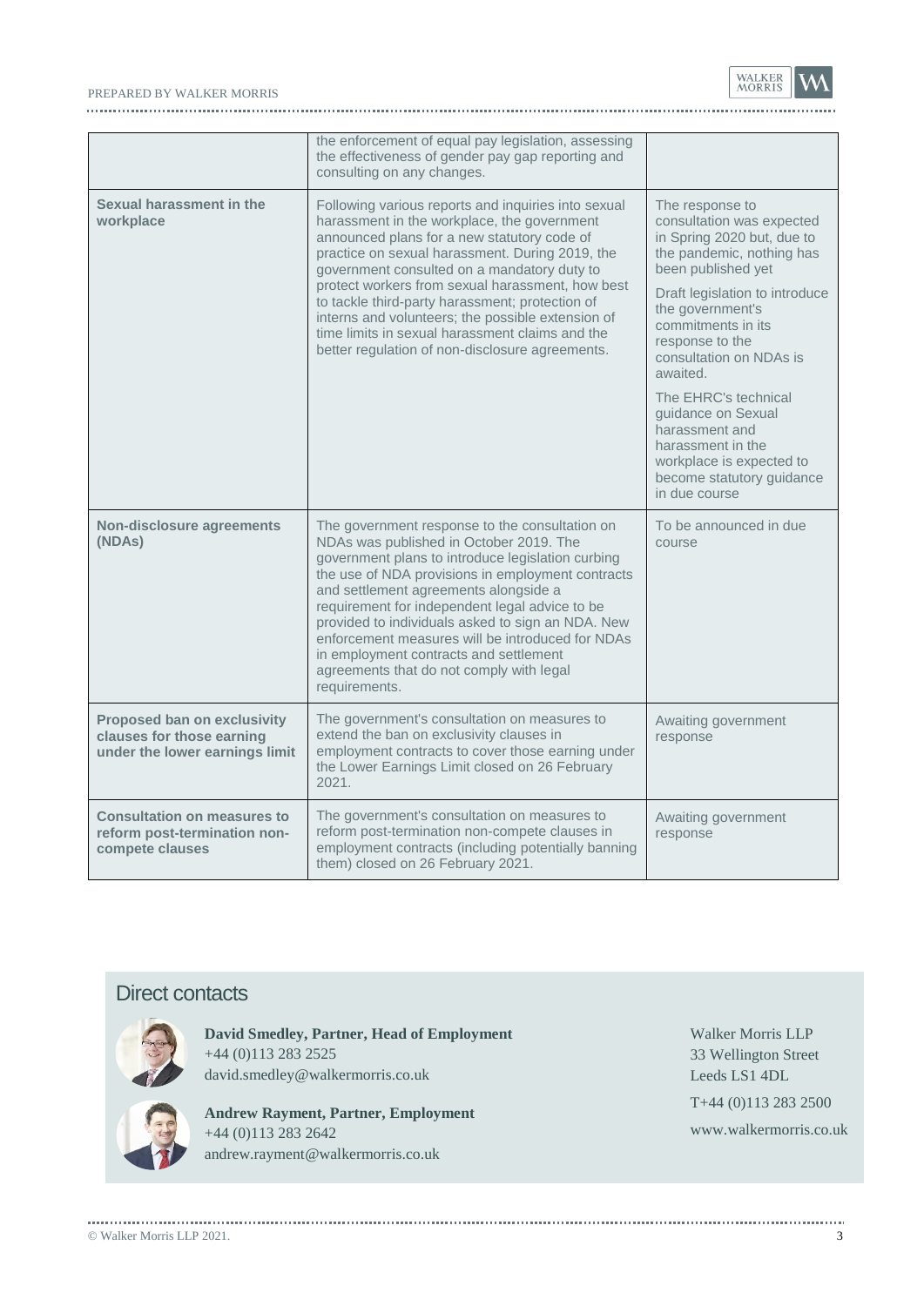| | | |
|---|---|---|
| | the enforcement of equal pay legislation, assessing the effectiveness of gender pay gap reporting and consulting on any changes. | |
| **Sexual harassment in the workplace** | Following various reports and inquiries into sexual harassment in the workplace, the government announced plans for a new statutory code of practice on sexual harassment. During 2019, the government consulted on a mandatory duty to protect workers from sexual harassment, how best to tackle third-party harassment; protection of interns and volunteers; the possible extension of time limits in sexual harassment claims and the better regulation of non-disclosure agreements. | The response to consultation was expected in Spring 2020 but, due to the pandemic, nothing has been published yet<br><br>Draft legislation to introduce the government's commitments in its response to the consultation on NDAs is awaited.<br><br>The EHRC's technical guidance on Sexual harassment and harassment in the workplace is expected to become statutory guidance in due course |
| **Non-disclosure agreements (NDAs)** | The government response to the consultation on NDAs was published in October 2019. The government plans to introduce legislation curbing the use of NDA provisions in employment contracts and settlement agreements alongside a requirement for independent legal advice to be provided to individuals asked to sign an NDA. New enforcement measures will be introduced for NDAs in employment contracts and settlement agreements that do not comply with legal requirements. | To be announced in due course |
| **Proposed ban on exclusivity clauses for those earning under the lower earnings limit** | The government's consultation on measures to extend the ban on exclusivity clauses in employment contracts to cover those earning under the Lower Earnings Limit closed on 26 February 2021. | Awaiting government response |
| **Consultation on measures to reform post-termination non-compete clauses** | The government's consultation on measures to reform post-termination non-compete clauses in employment contracts (including potentially banning them) closed on 26 February 2021. | Awaiting government response |

## Direct contacts

**David Smedley, Partner, Head of Employment**
+44 (0)113 283 2525
david.smedley@walkermorris.co.uk

**Andrew Rayment, Partner, Employment**
+44 (0)113 283 2642
andrew.rayment@walkermorris.co.uk

Walker Morris LLP
33 Wellington Street
Leeds LS1 4DL

T+44 (0)113 283 2500

www.walkermorris.co.uk

© Walker Morris LLP 2021.